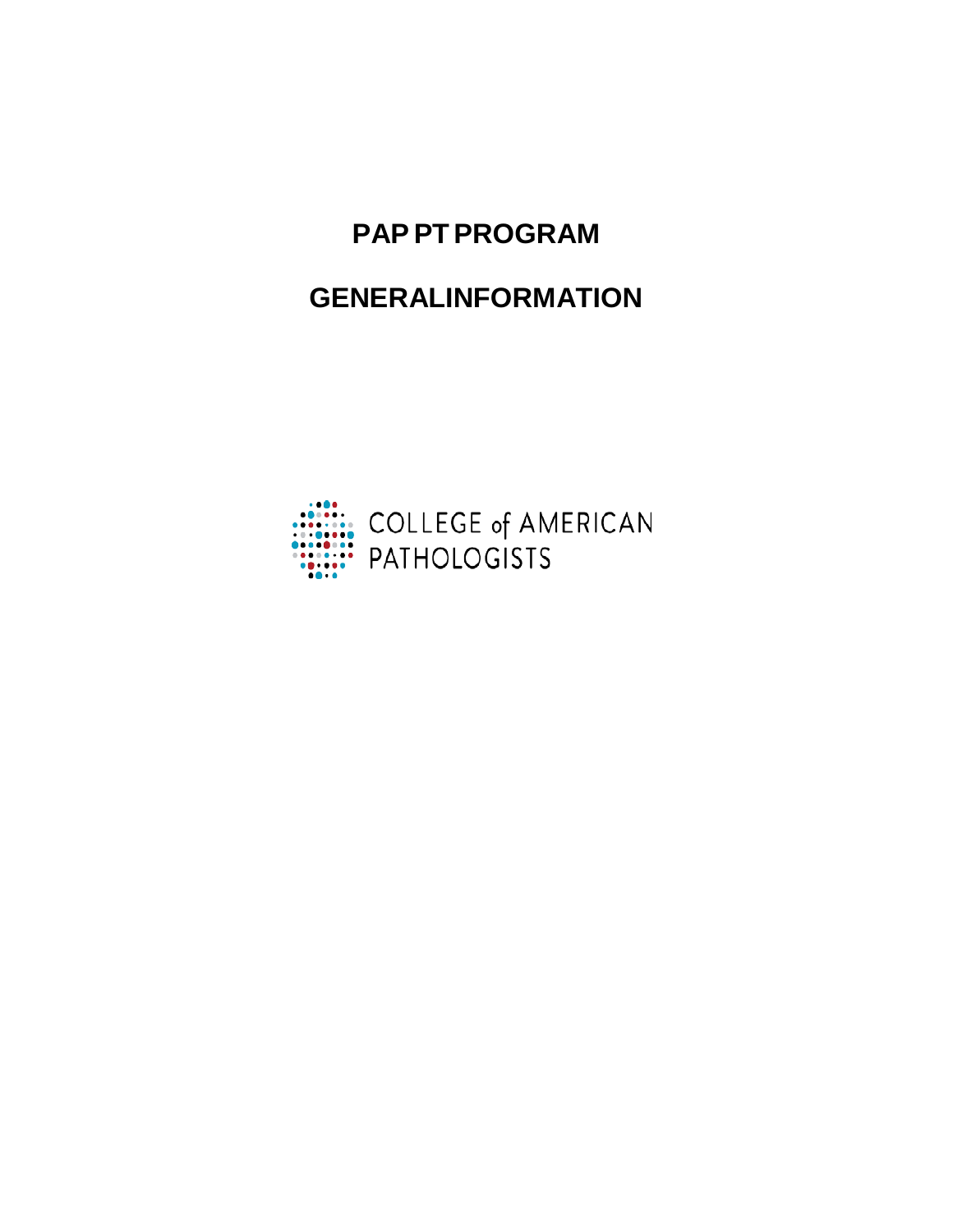# PAP PT PROGRAM

# GENERALINFORMATION

COLLEGE of AMERICAN PATHOLOGISTS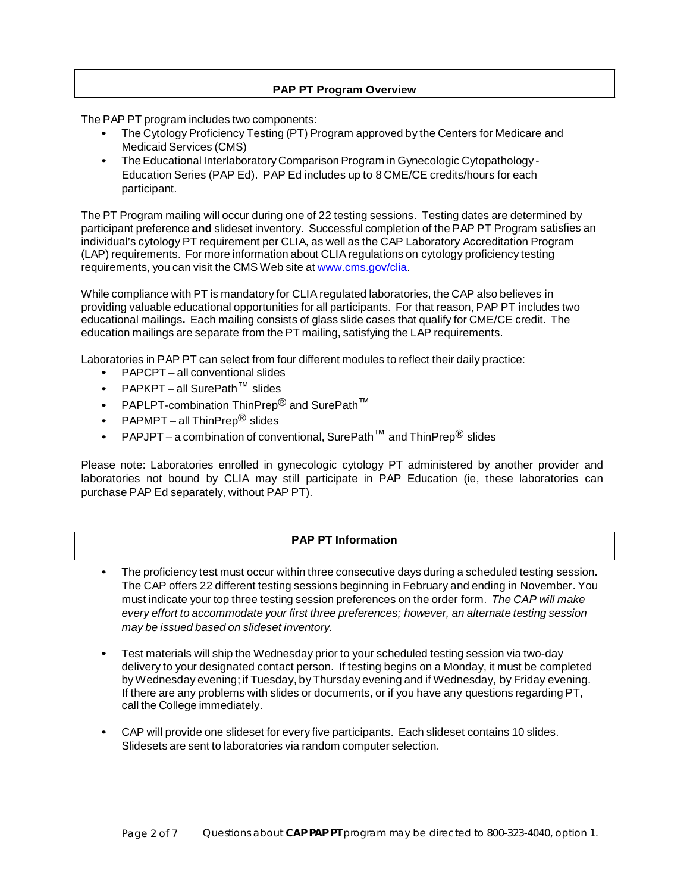## PAP PT Program Overview

The PAP PT program includes two components:

- The Cytology Proficiency Testing (PT) Program approved by the Centers for Medicare and Medicaid Services (CMS)
- The Educational Interlaboratory Comparison Program in Gynecologic Cytopathology - Education Series (PAP Ed). PAP Ed includes up to 8 CME/CE credits/hours for each participant.

The PT Program mailing will occur during one of 22 testing sessions. Testing dates are determined by participant preference **and** slideset inventory. Successful completion of the PAP PT Program satisfies an individual's cytology PT requirement per CLIA, as well as the CAP Laboratory Accreditation Program (LAP) requirements. For more information about CLIA regulations on cytology proficiency testing requirements, you can visit the CMS Web site at www.cms.gov/clia.

While compliance with PT is mandatory for CLIA regulated laboratories, the CAP also believes in providing valuable educational opportunities for all participants. For that reason, PAP PT includes two educational mailings**.** Each mailing consists of glass slide cases that qualify for CME/CE credit. The education mailings are separate from the PT mailing, satisfying the LAP requirements.

Laboratories in PAP PT can select from four different modules to reflect their daily practice:

- PAPCPT – all conventional slides
- PAPKPT – all SurePath™ slides
- PAPLPT-combination ThinPrep® and SurePath™
- PAPMPT – all ThinPrep® slides
- PAPJPT – a combination of conventional, SurePath™ and ThinPrep® slides

Please note: Laboratories enrolled in gynecologic cytology PT administered by another provider and laboratories not bound by CLIA may still participate in PAP Education (ie, these laboratories can purchase PAP Ed separately, without PAP PT).

## PAP PT Information

- The proficiency test must occur within three consecutive days during a scheduled testing session**.** The CAP offers 22 different testing sessions beginning in February and ending in November. You must indicate your top three testing session preferences on the order form. *The CAP will make every effort to accommodate your first three preferences; however, an alternate testing session may be issued based on slideset inventory.*

- Test materials will ship the Wednesday prior to your scheduled testing session via two-day delivery to your designated contact person. If testing begins on a Monday, it must be completed by Wednesday evening; if Tuesday, by Thursday evening and if Wednesday, by Friday evening. If there are any problems with slides or documents, or if you have any questions regarding PT, call the College immediately.

- CAP will provide one slideset for every five participants. Each slideset contains 10 slides. Slidesets are sent to laboratories via random computer selection.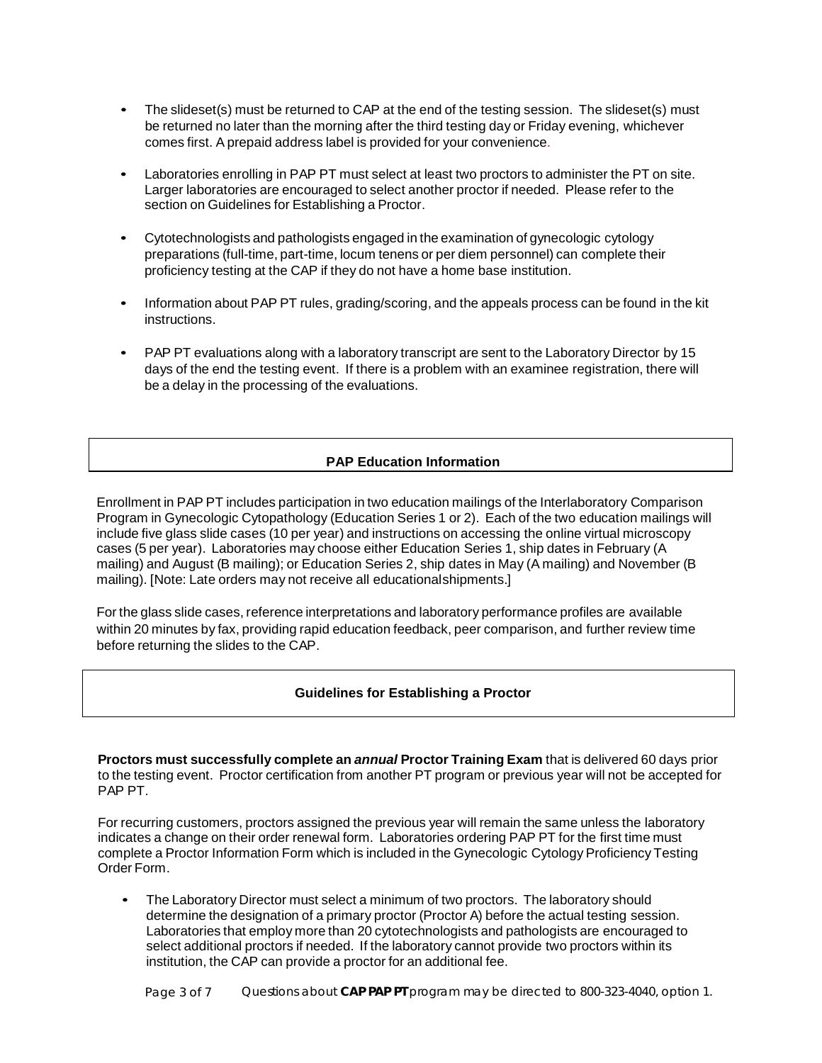- The slideset(s) must be returned to CAP at the end of the testing session. The slideset(s) must be returned no later than the morning after the third testing day or Friday evening, whichever comes first. A prepaid address label is provided for your convenience.

- Laboratories enrolling in PAP PT must select at least two proctors to administer the PT on site. Larger laboratories are encouraged to select another proctor if needed. Please refer to the section on Guidelines for Establishing a Proctor.

- Cytotechnologists and pathologists engaged in the examination of gynecologic cytology preparations (full-time, part-time, locum tenens or per diem personnel) can complete their proficiency testing at the CAP if they do not have a home base institution.

- Information about PAP PT rules, grading/scoring, and the appeals process can be found in the kit instructions.

- PAP PT evaluations along with a laboratory transcript are sent to the Laboratory Director by 15 days of the end the testing event. If there is a problem with an examinee registration, there will be a delay in the processing of the evaluations.

## PAP Education Information

Enrollment in PAP PT includes participation in two education mailings of the Interlaboratory Comparison Program in Gynecologic Cytopathology (Education Series 1 or 2). Each of the two education mailings will include five glass slide cases (10 per year) and instructions on accessing the online virtual microscopy cases (5 per year). Laboratories may choose either Education Series 1, ship dates in February (A mailing) and August (B mailing); or Education Series 2, ship dates in May (A mailing) and November (B mailing). [Note: Late orders may not receive all educationalshipments.]

For the glass slide cases, reference interpretations and laboratory performance profiles are available within 20 minutes by fax, providing rapid education feedback, peer comparison, and further review time before returning the slides to the CAP.

## Guidelines for Establishing a Proctor

**Proctors must successfully complete an *annual* Proctor Training Exam** that is delivered 60 days prior to the testing event. Proctor certification from another PT program or previous year will not be accepted for PAP PT.

For recurring customers, proctors assigned the previous year will remain the same unless the laboratory indicates a change on their order renewal form. Laboratories ordering PAP PT for the first time must complete a Proctor Information Form which is included in the Gynecologic Cytology Proficiency Testing Order Form.

- The Laboratory Director must select a minimum of two proctors. The laboratory should determine the designation of a primary proctor (Proctor A) before the actual testing session. Laboratories that employ more than 20 cytotechnologists and pathologists are encouraged to select additional proctors if needed. If the laboratory cannot provide two proctors within its institution, the CAP can provide a proctor for an additional fee.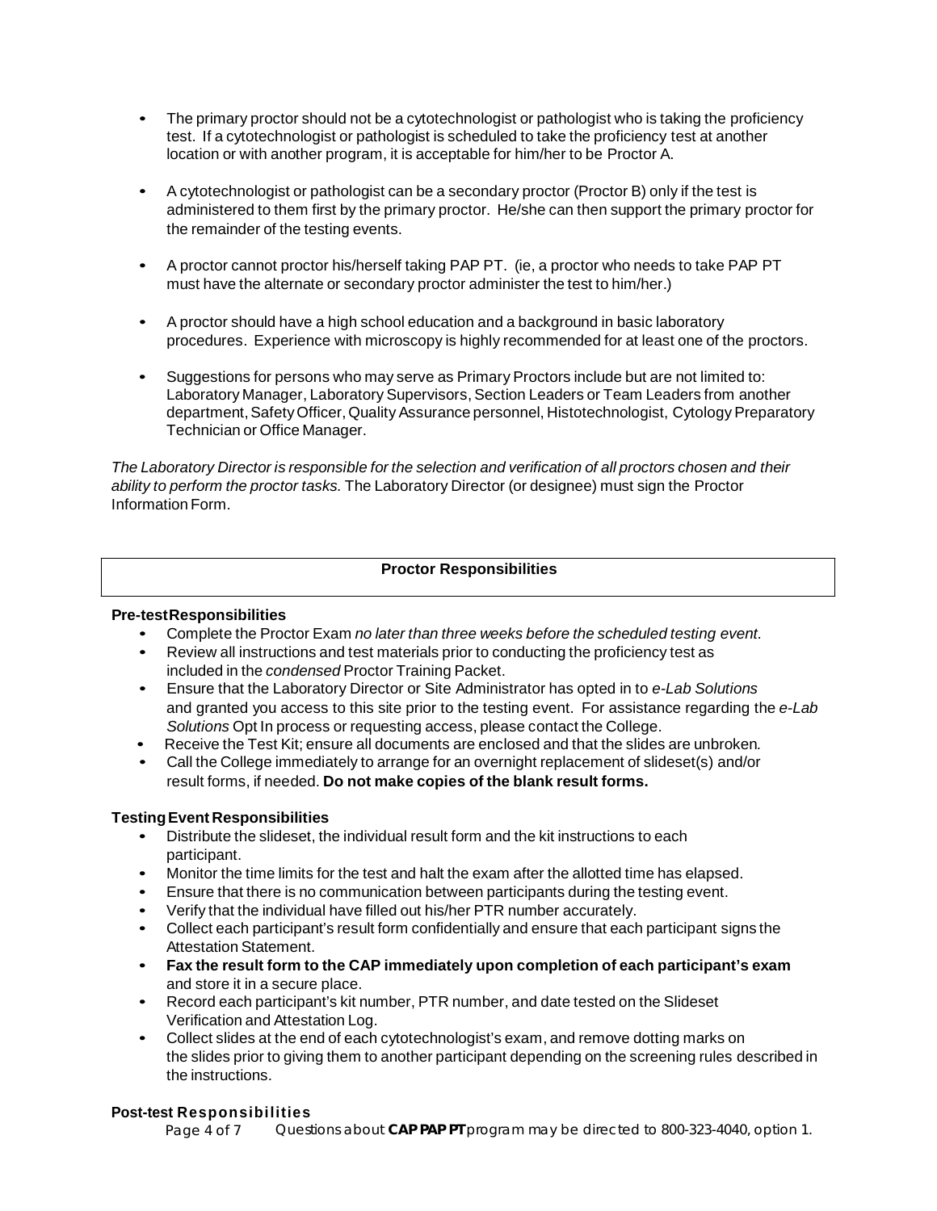- The primary proctor should not be a cytotechnologist or pathologist who is taking the proficiency test. If a cytotechnologist or pathologist is scheduled to take the proficiency test at another location or with another program, it is acceptable for him/her to be Proctor A.

- A cytotechnologist or pathologist can be a secondary proctor (Proctor B) only if the test is administered to them first by the primary proctor. He/she can then support the primary proctor for the remainder of the testing events.

- A proctor cannot proctor his/herself taking PAP PT. (ie, a proctor who needs to take PAP PT must have the alternate or secondary proctor administer the test to him/her.)

- A proctor should have a high school education and a background in basic laboratory procedures. Experience with microscopy is highly recommended for at least one of the proctors.

- Suggestions for persons who may serve as Primary Proctors include but are not limited to: Laboratory Manager, Laboratory Supervisors, Section Leaders or Team Leaders from another department, Safety Officer, Quality Assurance personnel, Histotechnologist, Cytology Preparatory Technician or Office Manager.

*The Laboratory Director is responsible for the selection and verification of all proctors chosen and their ability to perform the proctor tasks.* The Laboratory Director (or designee) must sign the Proctor Information Form.

## Proctor Responsibilities

**Pre-test Responsibilities**

- Complete the Proctor Exam *no later than three weeks before the scheduled testing event.*
- Review all instructions and test materials prior to conducting the proficiency test as included in the *condensed* Proctor Training Packet.
- Ensure that the Laboratory Director or Site Administrator has opted in to *e-Lab Solutions* and granted you access to this site prior to the testing event. For assistance regarding the *e-Lab Solutions* Opt In process or requesting access, please contact the College.
- Receive the Test Kit; ensure all documents are enclosed and that the slides are unbroken.
- Call the College immediately to arrange for an overnight replacement of slideset(s) and/or result forms, if needed. **Do not make copies of the blank result forms.**

**Testing Event Responsibilities**

- Distribute the slideset, the individual result form and the kit instructions to each participant.
- Monitor the time limits for the test and halt the exam after the allotted time has elapsed.
- Ensure that there is no communication between participants during the testing event.
- Verify that the individual have filled out his/her PTR number accurately.
- Collect each participant's result form confidentially and ensure that each participant signs the Attestation Statement.
- **Fax the result form to the CAP immediately upon completion of each participant's exam** and store it in a secure place.
- Record each participant's kit number, PTR number, and date tested on the Slideset Verification and Attestation Log.
- Collect slides at the end of each cytotechnologist's exam, and remove dotting marks on the slides prior to giving them to another participant depending on the screening rules described in the instructions.

**Post-test Responsibilities**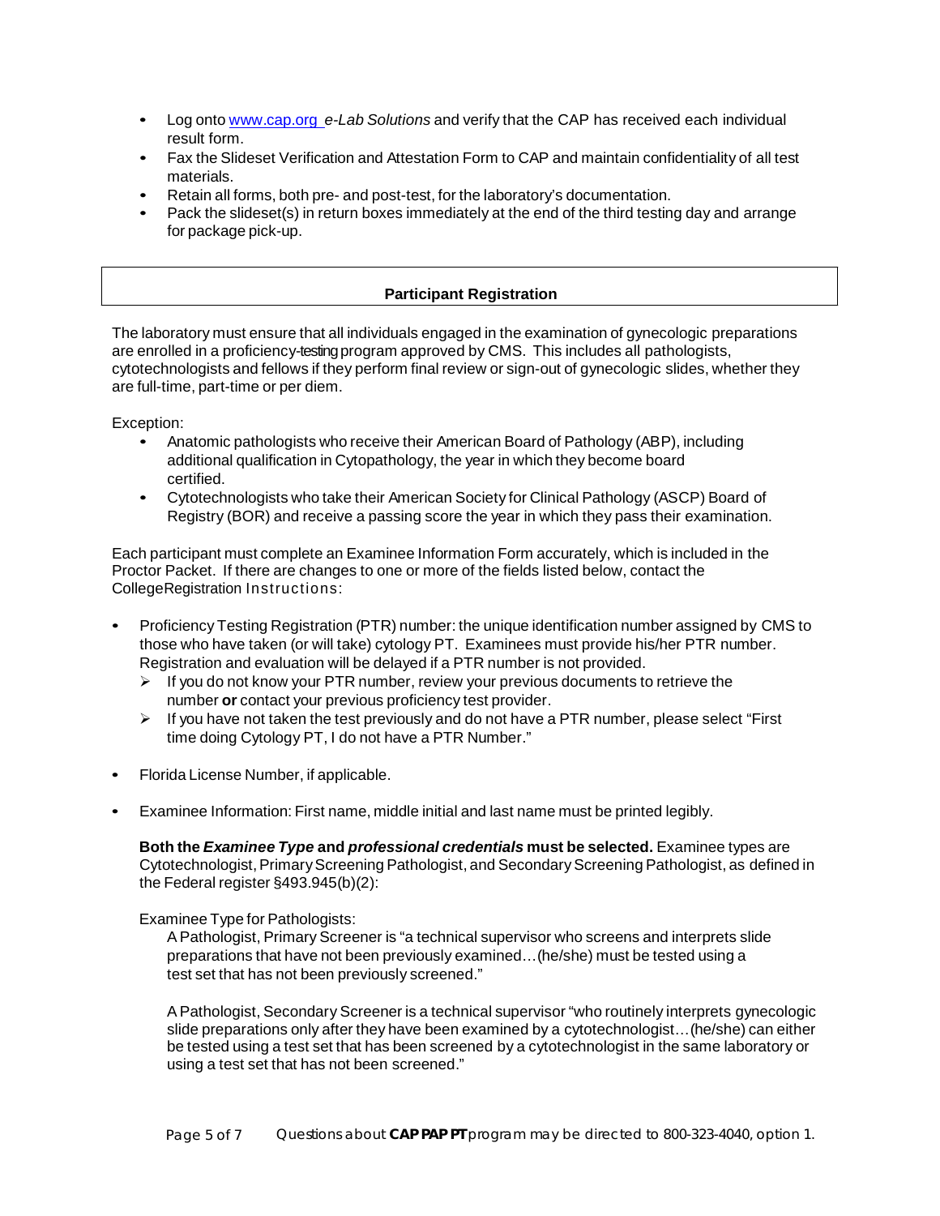- Log onto www.cap.org *e-Lab Solutions* and verify that the CAP has received each individual result form.
- Fax the Slideset Verification and Attestation Form to CAP and maintain confidentiality of all test materials.
- Retain all forms, both pre- and post-test, for the laboratory's documentation.
- Pack the slideset(s) in return boxes immediately at the end of the third testing day and arrange for package pick-up.

## Participant Registration

The laboratory must ensure that all individuals engaged in the examination of gynecologic preparations are enrolled in a proficiency-testing program approved by CMS. This includes all pathologists, cytotechnologists and fellows if they perform final review or sign-out of gynecologic slides, whether they are full-time, part-time or per diem.

Exception:

- Anatomic pathologists who receive their American Board of Pathology (ABP), including additional qualification in Cytopathology, the year in which they become board certified.
- Cytotechnologists who take their American Society for Clinical Pathology (ASCP) Board of Registry (BOR) and receive a passing score the year in which they pass their examination.

Each participant must complete an Examinee Information Form accurately, which is included in the Proctor Packet. If there are changes to one or more of the fields listed below, contact the CollegeRegistration Instructions:

- Proficiency Testing Registration (PTR) number: the unique identification number assigned by CMS to those who have taken (or will take) cytology PT. Examinees must provide his/her PTR number. Registration and evaluation will be delayed if a PTR number is not provided.
  - If you do not know your PTR number, review your previous documents to retrieve the number **or** contact your previous proficiency test provider.
  - If you have not taken the test previously and do not have a PTR number, please select "First time doing Cytology PT, I do not have a PTR Number."

- Florida License Number, if applicable.

- Examinee Information: First name, middle initial and last name must be printed legibly.

  **Both the *Examinee Type* and *professional credentials* must be selected.** Examinee types are Cytotechnologist, Primary Screening Pathologist, and Secondary Screening Pathologist, as defined in the Federal register §493.945(b)(2):

  Examinee Type for Pathologists:

  A Pathologist, Primary Screener is "a technical supervisor who screens and interprets slide preparations that have not been previously examined…(he/she) must be tested using a test set that has not been previously screened."

  A Pathologist, Secondary Screener is a technical supervisor "who routinely interprets gynecologic slide preparations only after they have been examined by a cytotechnologist…(he/she) can either be tested using a test set that has been screened by a cytotechnologist in the same laboratory or using a test set that has not been screened."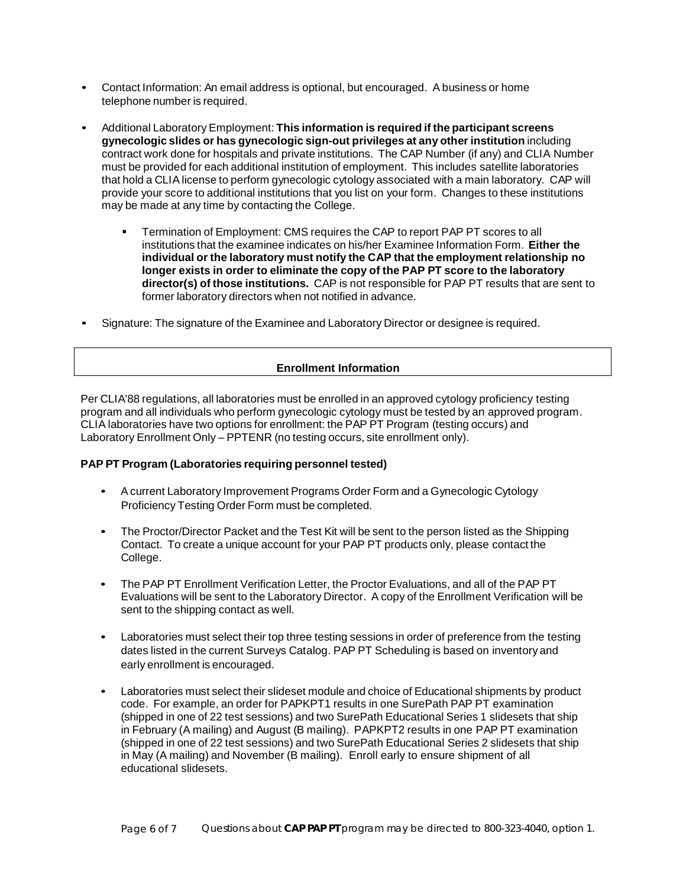- Contact Information: An email address is optional, but encouraged. A business or home telephone number is required.
- Additional Laboratory Employment: **This information is required if the participant screens gynecologic slides or has gynecologic sign-out privileges at any other institution** including contract work done for hospitals and private institutions. The CAP Number (if any) and CLIA Number must be provided for each additional institution of employment. This includes satellite laboratories that hold a CLIA license to perform gynecologic cytology associated with a main laboratory. CAP will provide your score to additional institutions that you list on your form. Changes to these institutions may be made at any time by contacting the College.
  - Termination of Employment: CMS requires the CAP to report PAP PT scores to all institutions that the examinee indicates on his/her Examinee Information Form. **Either the individual or the laboratory must notify the CAP that the employment relationship no longer exists in order to eliminate the copy of the PAP PT score to the laboratory director(s) of those institutions.** CAP is not responsible for PAP PT results that are sent to former laboratory directors when not notified in advance.
- Signature: The signature of the Examinee and Laboratory Director or designee is required.

## Enrollment Information

Per CLIA'88 regulations, all laboratories must be enrolled in an approved cytology proficiency testing program and all individuals who perform gynecologic cytology must be tested by an approved program. CLIA laboratories have two options for enrollment: the PAP PT Program (testing occurs) and Laboratory Enrollment Only – PPTENR (no testing occurs, site enrollment only).

**PAP PT Program (Laboratories requiring personnel tested)**

- A current Laboratory Improvement Programs Order Form and a Gynecologic Cytology Proficiency Testing Order Form must be completed.
- The Proctor/Director Packet and the Test Kit will be sent to the person listed as the Shipping Contact. To create a unique account for your PAP PT products only, please contact the College.
- The PAP PT Enrollment Verification Letter, the Proctor Evaluations, and all of the PAP PT Evaluations will be sent to the Laboratory Director. A copy of the Enrollment Verification will be sent to the shipping contact as well.
- Laboratories must select their top three testing sessions in order of preference from the testing dates listed in the current Surveys Catalog. PAP PT Scheduling is based on inventory and early enrollment is encouraged.
- Laboratories must select their slideset module and choice of Educational shipments by product code. For example, an order for PAPKPT1 results in one SurePath PAP PT examination (shipped in one of 22 test sessions) and two SurePath Educational Series 1 slidesets that ship in February (A mailing) and August (B mailing). PAPKPT2 results in one PAP PT examination (shipped in one of 22 test sessions) and two SurePath Educational Series 2 slidesets that ship in May (A mailing) and November (B mailing). Enroll early to ensure shipment of all educational slidesets.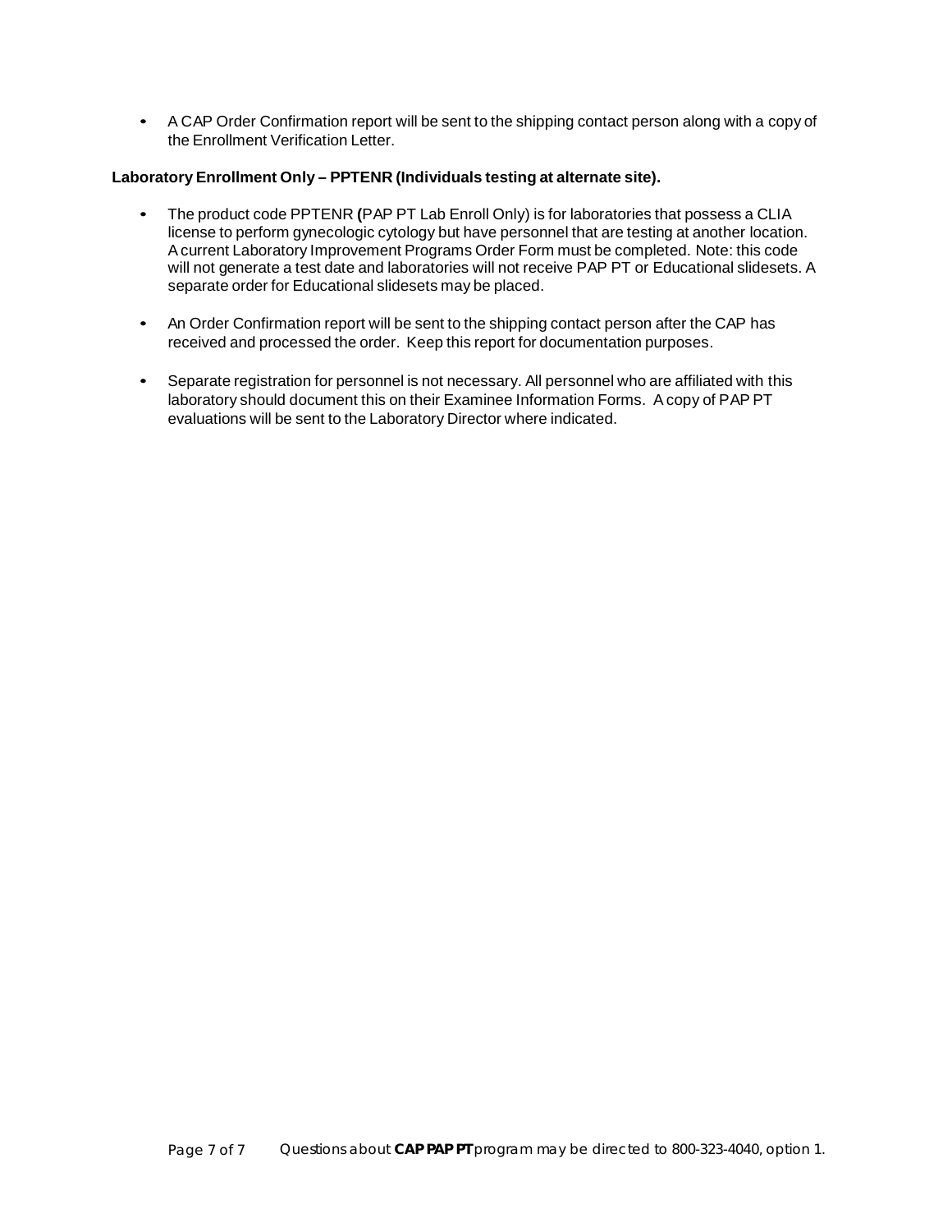- A CAP Order Confirmation report will be sent to the shipping contact person along with a copy of the Enrollment Verification Letter.

**Laboratory Enrollment Only – PPTENR (Individuals testing at alternate site).**

- The product code PPTENR **(**PAP PT Lab Enroll Only) is for laboratories that possess a CLIA license to perform gynecologic cytology but have personnel that are testing at another location. A current Laboratory Improvement Programs Order Form must be completed. Note: this code will not generate a test date and laboratories will not receive PAP PT or Educational slidesets. A separate order for Educational slidesets may be placed.

- An Order Confirmation report will be sent to the shipping contact person after the CAP has received and processed the order. Keep this report for documentation purposes.

- Separate registration for personnel is not necessary. All personnel who are affiliated with this laboratory should document this on their Examinee Information Forms. A copy of PAP PT evaluations will be sent to the Laboratory Director where indicated.